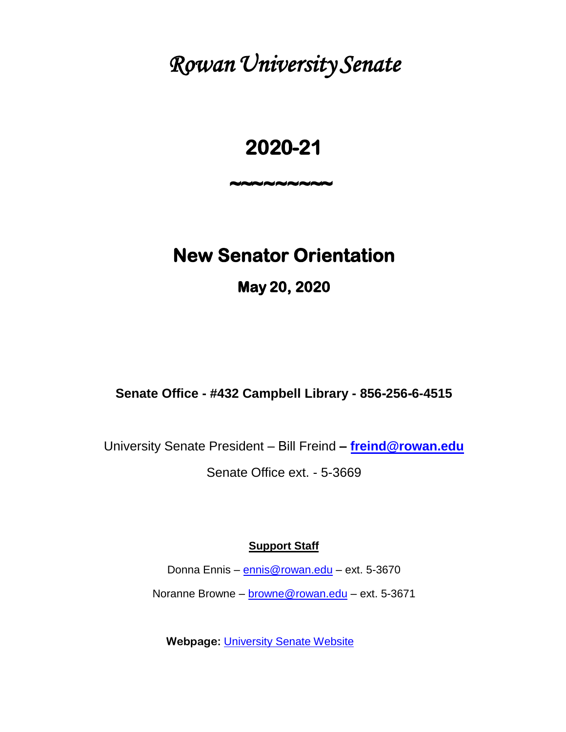# *Rowan University Senate*

# 2020-21

~~~~~~~~

## New Senator Orientation

### May 20, 2020

**Senate Office - #432 Campbell Library - 856-256-6-4515**

University Senate President – Bill Freind **– freind@rowan.edu**

Senate Office ext. - 5-3669

**Support Staff**

Donna Ennis – ennis@rowan.edu – ext. 5-3670

Noranne Browne – browne@rowan.edu – ext. 5-3671

**Webpage:** University Senate Website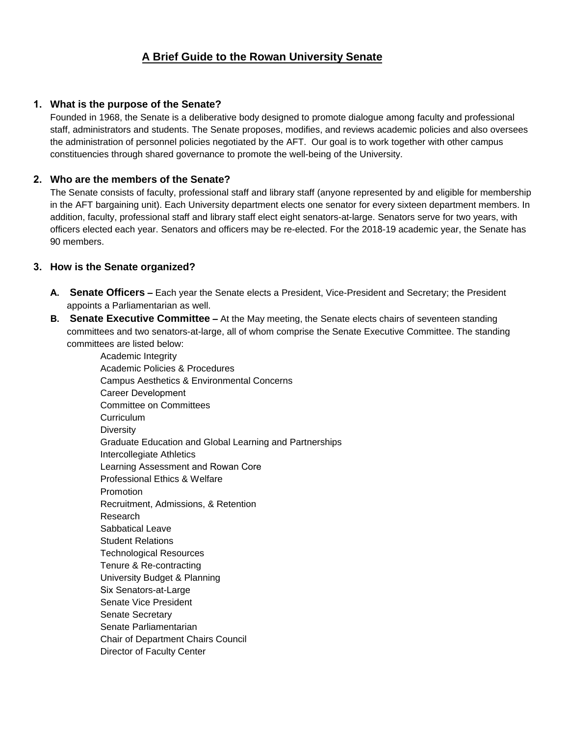# A Brief Guide to the Rowan University Senate

## 1. What is the purpose of the Senate?

Founded in 1968, the Senate is a deliberative body designed to promote dialogue among faculty and professional staff, administrators and students. The Senate proposes, modifies, and reviews academic policies and also oversees the administration of personnel policies negotiated by the AFT. Our goal is to work together with other campus constituencies through shared governance to promote the well-being of the University.

## 2. Who are the members of the Senate?

The Senate consists of faculty, professional staff and library staff (anyone represented by and eligible for membership in the AFT bargaining unit). Each University department elects one senator for every sixteen department members. In addition, faculty, professional staff and library staff elect eight senators-at-large. Senators serve for two years, with officers elected each year. Senators and officers may be re-elected. For the 2018-19 academic year, the Senate has 90 members.

## 3. How is the Senate organized?

**A. Senate Officers –** Each year the Senate elects a President, Vice-President and Secretary; the President appoints a Parliamentarian as well.

**B. Senate Executive Committee –** At the May meeting, the Senate elects chairs of seventeen standing committees and two senators-at-large, all of whom comprise the Senate Executive Committee. The standing committees are listed below:

- Academic Integrity
- Academic Policies & Procedures
- Campus Aesthetics & Environmental Concerns
- Career Development
- Committee on Committees
- Curriculum
- Diversity
- Graduate Education and Global Learning and Partnerships
- Intercollegiate Athletics
- Learning Assessment and Rowan Core
- Professional Ethics & Welfare
- Promotion
- Recruitment, Admissions, & Retention
- Research
- Sabbatical Leave
- Student Relations
- Technological Resources
- Tenure & Re-contracting
- University Budget & Planning
- Six Senators-at-Large
- Senate Vice President
- Senate Secretary
- Senate Parliamentarian
- Chair of Department Chairs Council
- Director of Faculty Center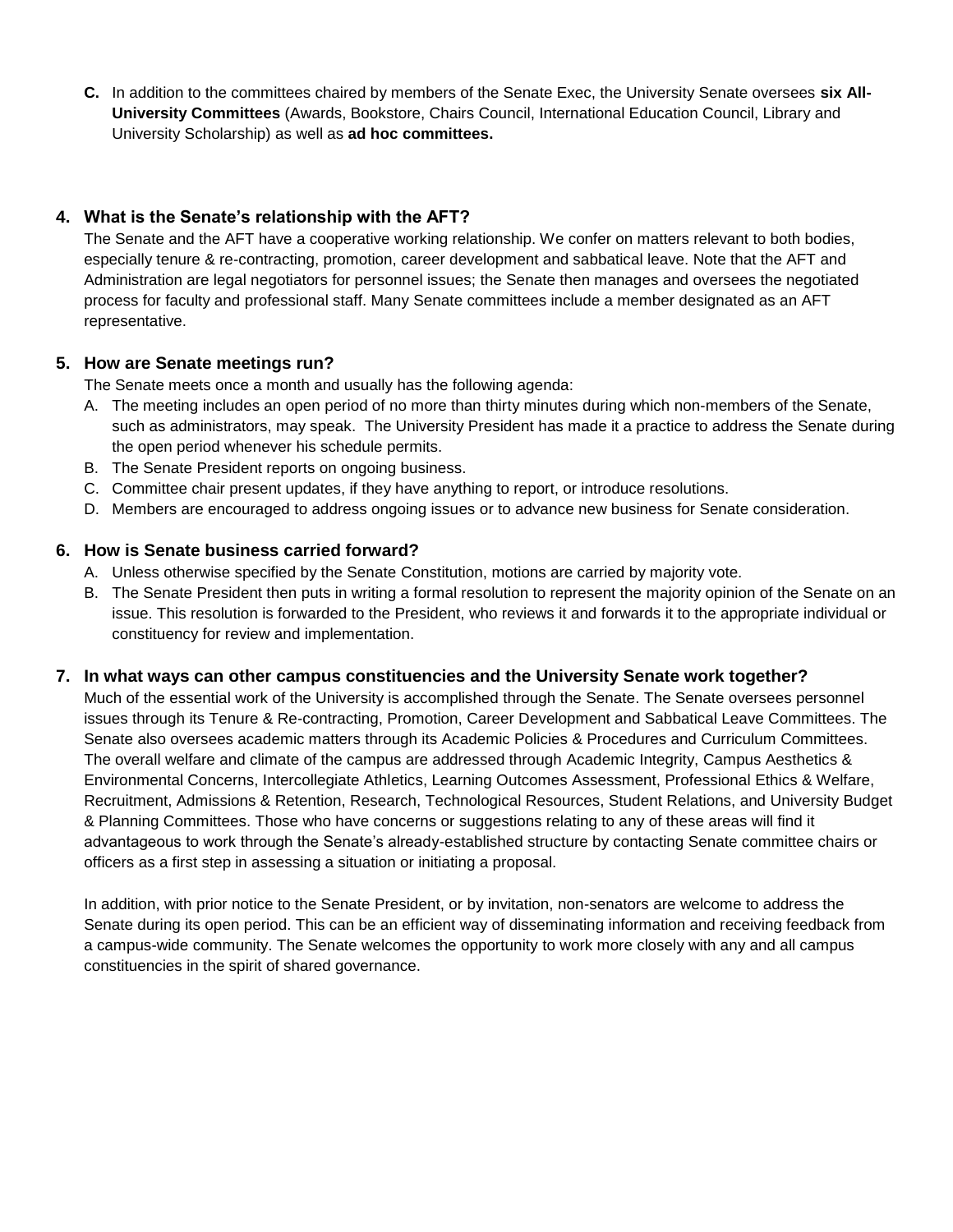**C.** In addition to the committees chaired by members of the Senate Exec, the University Senate oversees **six All-University Committees** (Awards, Bookstore, Chairs Council, International Education Council, Library and University Scholarship) as well as **ad hoc committees.**

### 4. What is the Senate's relationship with the AFT?

The Senate and the AFT have a cooperative working relationship. We confer on matters relevant to both bodies, especially tenure & re-contracting, promotion, career development and sabbatical leave. Note that the AFT and Administration are legal negotiators for personnel issues; the Senate then manages and oversees the negotiated process for faculty and professional staff. Many Senate committees include a member designated as an AFT representative.

### 5. How are Senate meetings run?

The Senate meets once a month and usually has the following agenda:

A. The meeting includes an open period of no more than thirty minutes during which non-members of the Senate, such as administrators, may speak. The University President has made it a practice to address the Senate during the open period whenever his schedule permits.
B. The Senate President reports on ongoing business.
C. Committee chair present updates, if they have anything to report, or introduce resolutions.
D. Members are encouraged to address ongoing issues or to advance new business for Senate consideration.

### 6. How is Senate business carried forward?

A. Unless otherwise specified by the Senate Constitution, motions are carried by majority vote.
B. The Senate President then puts in writing a formal resolution to represent the majority opinion of the Senate on an issue. This resolution is forwarded to the President, who reviews it and forwards it to the appropriate individual or constituency for review and implementation.

### 7. In what ways can other campus constituencies and the University Senate work together?

Much of the essential work of the University is accomplished through the Senate. The Senate oversees personnel issues through its Tenure & Re-contracting, Promotion, Career Development and Sabbatical Leave Committees. The Senate also oversees academic matters through its Academic Policies & Procedures and Curriculum Committees. The overall welfare and climate of the campus are addressed through Academic Integrity, Campus Aesthetics & Environmental Concerns, Intercollegiate Athletics, Learning Outcomes Assessment, Professional Ethics & Welfare, Recruitment, Admissions & Retention, Research, Technological Resources, Student Relations, and University Budget & Planning Committees. Those who have concerns or suggestions relating to any of these areas will find it advantageous to work through the Senate's already-established structure by contacting Senate committee chairs or officers as a first step in assessing a situation or initiating a proposal.

In addition, with prior notice to the Senate President, or by invitation, non-senators are welcome to address the Senate during its open period. This can be an efficient way of disseminating information and receiving feedback from a campus-wide community. The Senate welcomes the opportunity to work more closely with any and all campus constituencies in the spirit of shared governance.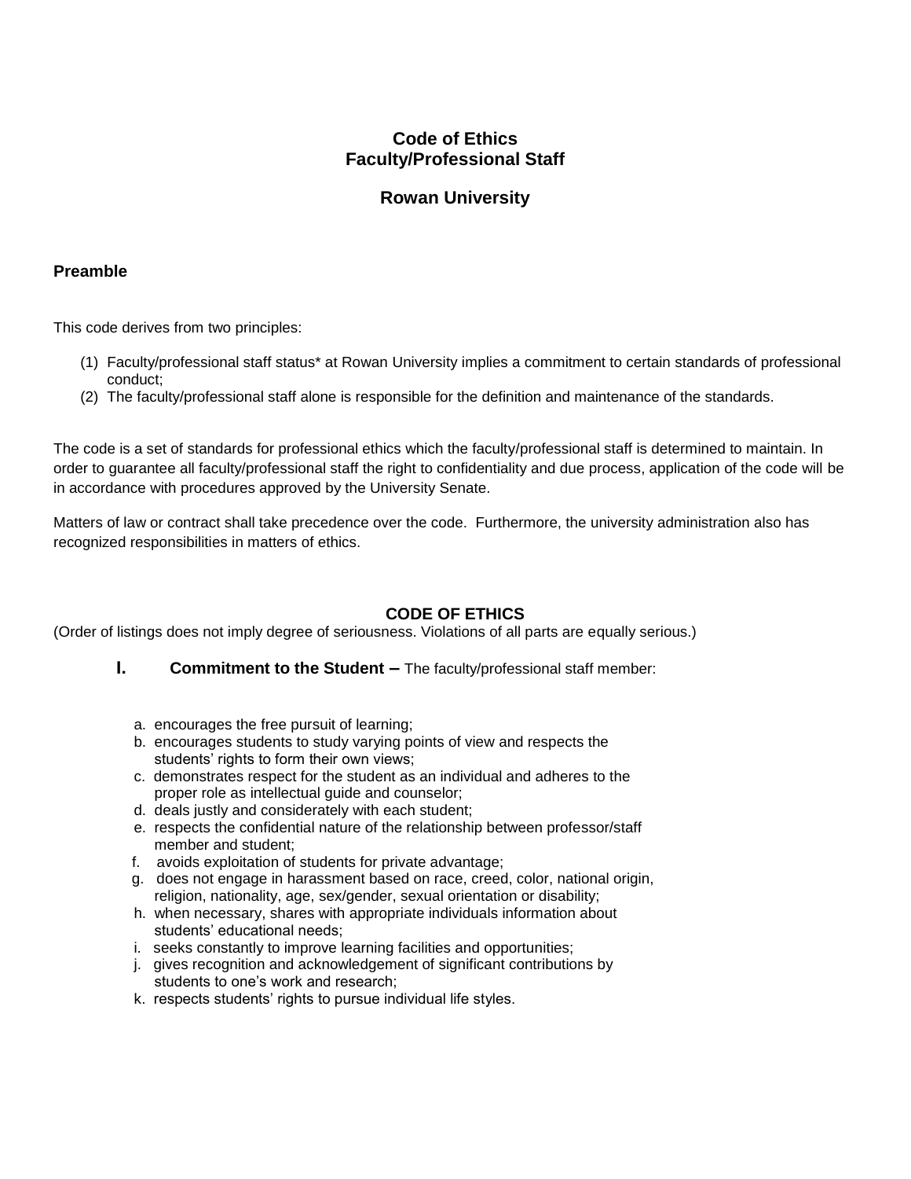# Code of Ethics
# Faculty/Professional Staff

## Rowan University

### Preamble

This code derives from two principles:

1. Faculty/professional staff status* at Rowan University implies a commitment to certain standards of professional conduct;
2. The faculty/professional staff alone is responsible for the definition and maintenance of the standards.

The code is a set of standards for professional ethics which the faculty/professional staff is determined to maintain. In order to guarantee all faculty/professional staff the right to confidentiality and due process, application of the code will be in accordance with procedures approved by the University Senate.

Matters of law or contract shall take precedence over the code. Furthermore, the university administration also has recognized responsibilities in matters of ethics.

## CODE OF ETHICS

(Order of listings does not imply degree of seriousness. Violations of all parts are equally serious.)

**I. Commitment to the Student –** The faculty/professional staff member:

a. encourages the free pursuit of learning;
b. encourages students to study varying points of view and respects the students' rights to form their own views;
c. demonstrates respect for the student as an individual and adheres to the proper role as intellectual guide and counselor;
d. deals justly and considerately with each student;
e. respects the confidential nature of the relationship between professor/staff member and student;
f. avoids exploitation of students for private advantage;
g. does not engage in harassment based on race, creed, color, national origin, religion, nationality, age, sex/gender, sexual orientation or disability;
h. when necessary, shares with appropriate individuals information about students' educational needs;
i. seeks constantly to improve learning facilities and opportunities;
j. gives recognition and acknowledgement of significant contributions by students to one's work and research;
k. respects students' rights to pursue individual life styles.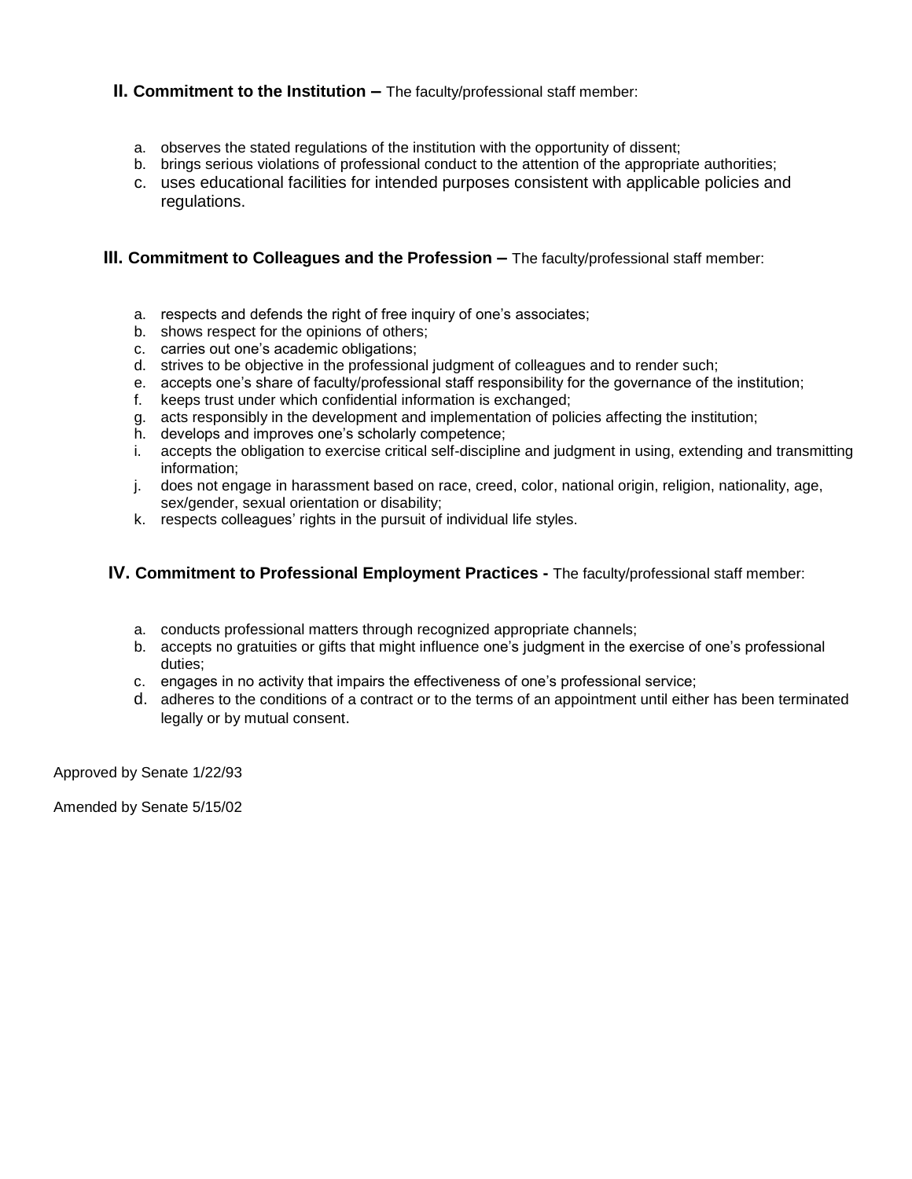**II. Commitment to the Institution –** The faculty/professional staff member:

a. observes the stated regulations of the institution with the opportunity of dissent;
b. brings serious violations of professional conduct to the attention of the appropriate authorities;
c. uses educational facilities for intended purposes consistent with applicable policies and regulations.

**III. Commitment to Colleagues and the Profession –** The faculty/professional staff member:

a. respects and defends the right of free inquiry of one's associates;
b. shows respect for the opinions of others;
c. carries out one's academic obligations;
d. strives to be objective in the professional judgment of colleagues and to render such;
e. accepts one's share of faculty/professional staff responsibility for the governance of the institution;
f. keeps trust under which confidential information is exchanged;
g. acts responsibly in the development and implementation of policies affecting the institution;
h. develops and improves one's scholarly competence;
i. accepts the obligation to exercise critical self-discipline and judgment in using, extending and transmitting information;
j. does not engage in harassment based on race, creed, color, national origin, religion, nationality, age, sex/gender, sexual orientation or disability;
k. respects colleagues' rights in the pursuit of individual life styles.

**IV. Commitment to Professional Employment Practices -** The faculty/professional staff member:

a. conducts professional matters through recognized appropriate channels;
b. accepts no gratuities or gifts that might influence one's judgment in the exercise of one's professional duties;
c. engages in no activity that impairs the effectiveness of one's professional service;
d. adheres to the conditions of a contract or to the terms of an appointment until either has been terminated legally or by mutual consent.

Approved by Senate 1/22/93

Amended by Senate 5/15/02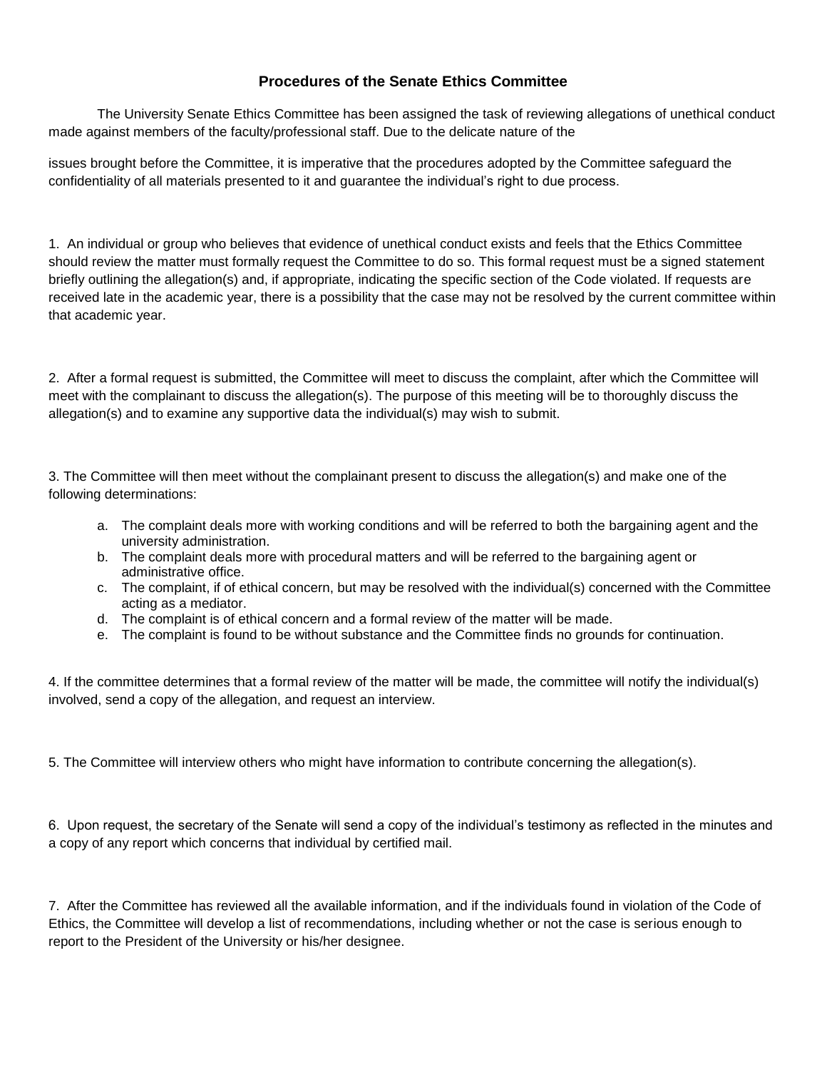## Procedures of the Senate Ethics Committee

The University Senate Ethics Committee has been assigned the task of reviewing allegations of unethical conduct made against members of the faculty/professional staff. Due to the delicate nature of the issues brought before the Committee, it is imperative that the procedures adopted by the Committee safeguard the confidentiality of all materials presented to it and guarantee the individual's right to due process.

1. An individual or group who believes that evidence of unethical conduct exists and feels that the Ethics Committee should review the matter must formally request the Committee to do so. This formal request must be a signed statement briefly outlining the allegation(s) and, if appropriate, indicating the specific section of the Code violated. If requests are received late in the academic year, there is a possibility that the case may not be resolved by the current committee within that academic year.

2. After a formal request is submitted, the Committee will meet to discuss the complaint, after which the Committee will meet with the complainant to discuss the allegation(s). The purpose of this meeting will be to thoroughly discuss the allegation(s) and to examine any supportive data the individual(s) may wish to submit.

3. The Committee will then meet without the complainant present to discuss the allegation(s) and make one of the following determinations:

   a. The complaint deals more with working conditions and will be referred to both the bargaining agent and the university administration.
   b. The complaint deals more with procedural matters and will be referred to the bargaining agent or administrative office.
   c. The complaint, if of ethical concern, but may be resolved with the individual(s) concerned with the Committee acting as a mediator.
   d. The complaint is of ethical concern and a formal review of the matter will be made.
   e. The complaint is found to be without substance and the Committee finds no grounds for continuation.

4. If the committee determines that a formal review of the matter will be made, the committee will notify the individual(s) involved, send a copy of the allegation, and request an interview.

5. The Committee will interview others who might have information to contribute concerning the allegation(s).

6. Upon request, the secretary of the Senate will send a copy of the individual's testimony as reflected in the minutes and a copy of any report which concerns that individual by certified mail.

7. After the Committee has reviewed all the available information, and if the individuals found in violation of the Code of Ethics, the Committee will develop a list of recommendations, including whether or not the case is serious enough to report to the President of the University or his/her designee.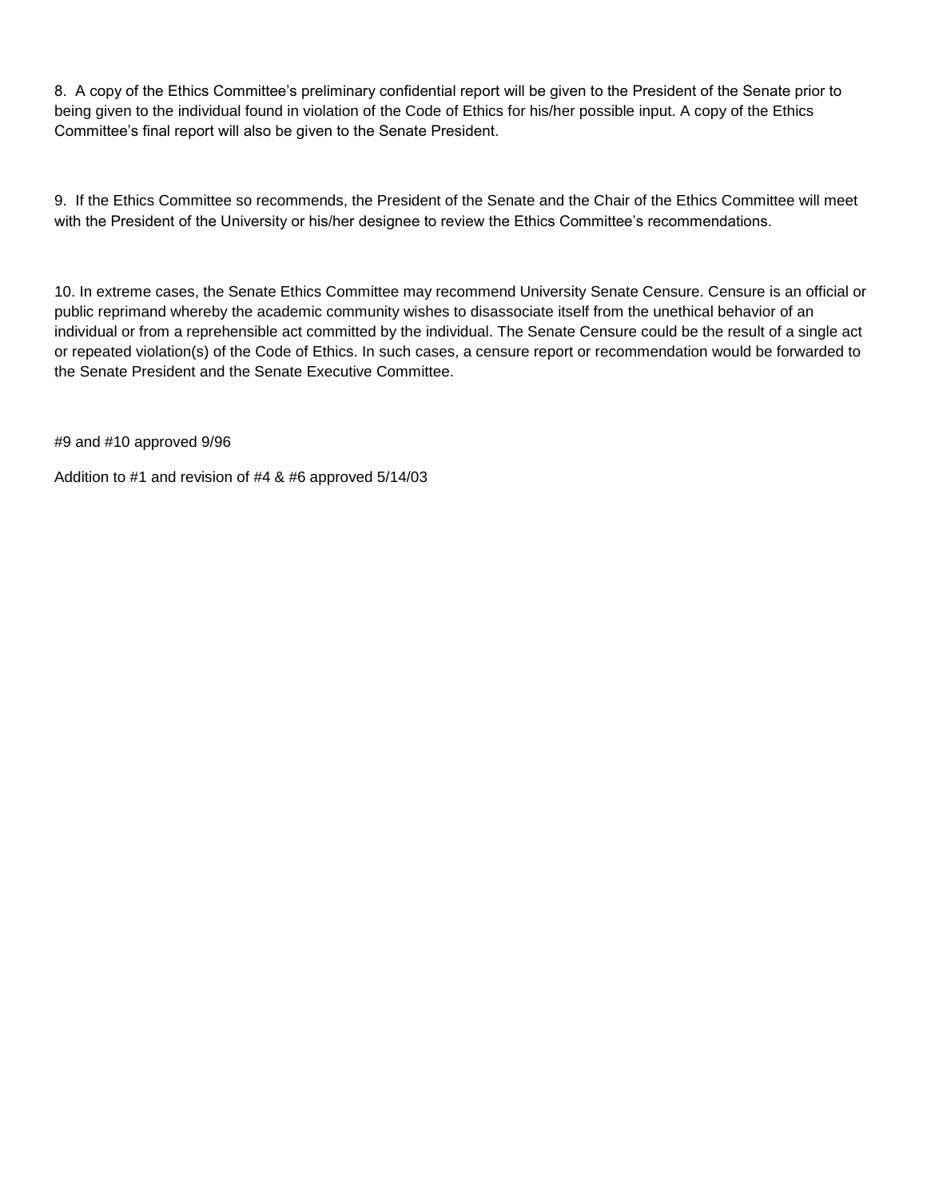8. A copy of the Ethics Committee's preliminary confidential report will be given to the President of the Senate prior to being given to the individual found in violation of the Code of Ethics for his/her possible input. A copy of the Ethics Committee's final report will also be given to the Senate President.

9. If the Ethics Committee so recommends, the President of the Senate and the Chair of the Ethics Committee will meet with the President of the University or his/her designee to review the Ethics Committee's recommendations.

10. In extreme cases, the Senate Ethics Committee may recommend University Senate Censure. Censure is an official or public reprimand whereby the academic community wishes to disassociate itself from the unethical behavior of an individual or from a reprehensible act committed by the individual. The Senate Censure could be the result of a single act or repeated violation(s) of the Code of Ethics. In such cases, a censure report or recommendation would be forwarded to the Senate President and the Senate Executive Committee.

#9 and #10 approved 9/96

Addition to #1 and revision of #4 & #6 approved 5/14/03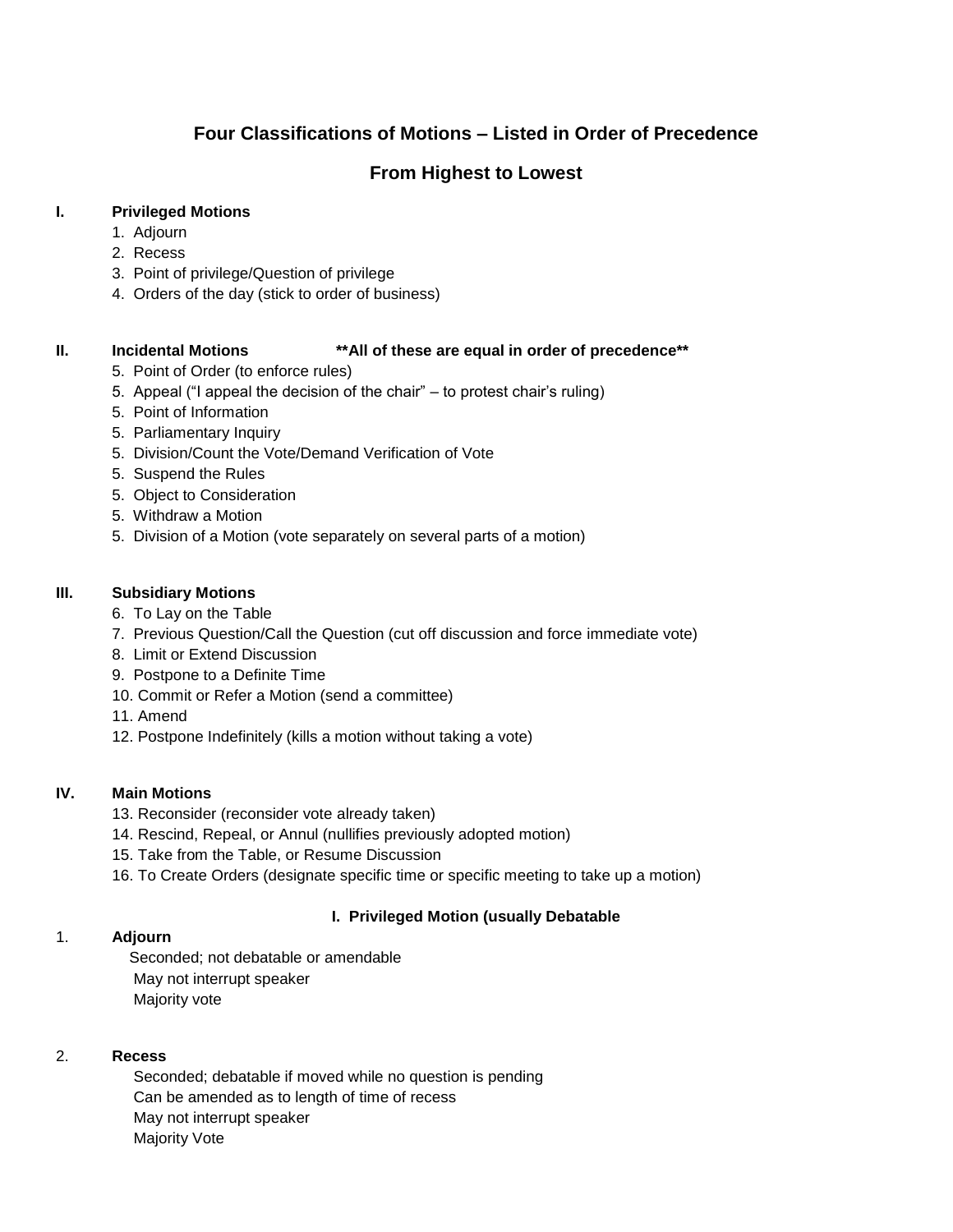## Four Classifications of Motions – Listed in Order of Precedence

## From Highest to Lowest

**I. Privileged Motions**

1. Adjourn
2. Recess
3. Point of privilege/Question of privilege
4. Orders of the day (stick to order of business)

**II. Incidental Motions** **All of these are equal in order of precedence**

5. Point of Order (to enforce rules)
5. Appeal ("I appeal the decision of the chair" – to protest chair's ruling)
5. Point of Information
5. Parliamentary Inquiry
5. Division/Count the Vote/Demand Verification of Vote
5. Suspend the Rules
5. Object to Consideration
5. Withdraw a Motion
5. Division of a Motion (vote separately on several parts of a motion)

**III. Subsidiary Motions**

6. To Lay on the Table
7. Previous Question/Call the Question (cut off discussion and force immediate vote)
8. Limit or Extend Discussion
9. Postpone to a Definite Time
10. Commit or Refer a Motion (send a committee)
11. Amend
12. Postpone Indefinitely (kills a motion without taking a vote)

**IV. Main Motions**

13. Reconsider (reconsider vote already taken)
14. Rescind, Repeal, or Annul (nullifies previously adopted motion)
15. Take from the Table, or Resume Discussion
16. To Create Orders (designate specific time or specific meeting to take up a motion)

**I. Privileged Motion (usually Debatable**

1. **Adjourn**

   Seconded; not debatable or amendable
   May not interrupt speaker
   Majority vote

2. **Recess**

   Seconded; debatable if moved while no question is pending
   Can be amended as to length of time of recess
   May not interrupt speaker
   Majority Vote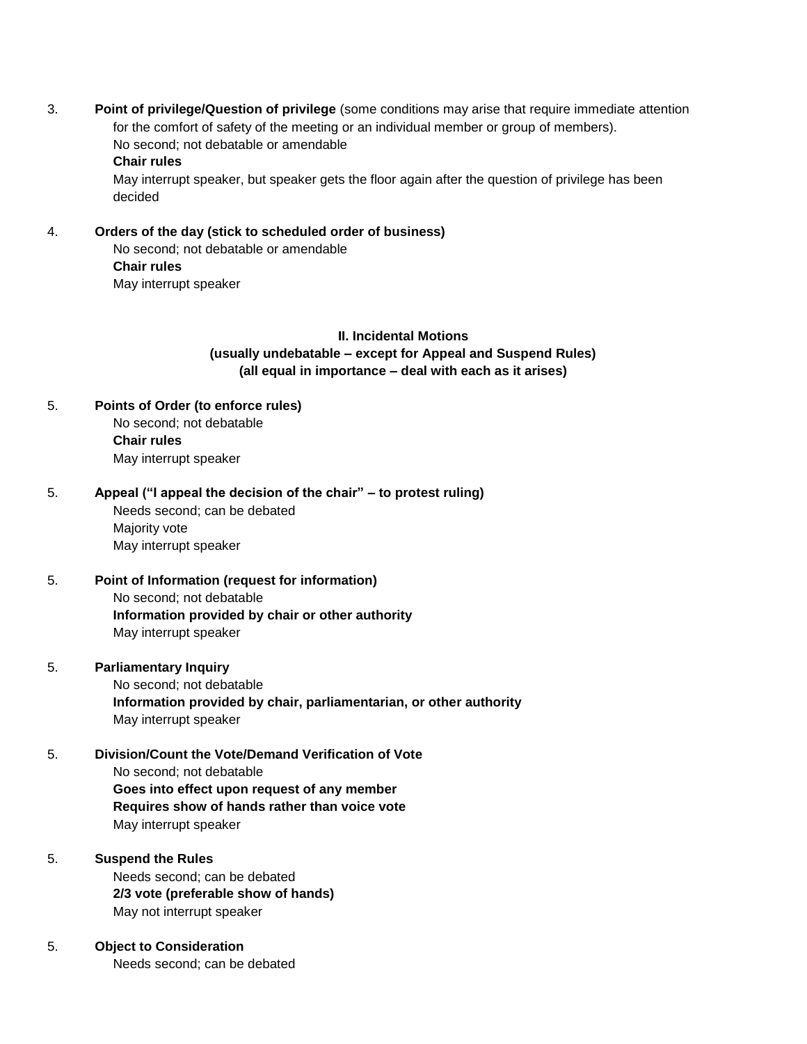3. **Point of privilege/Question of privilege** (some conditions may arise that require immediate attention for the comfort of safety of the meeting or an individual member or group of members).
   No second; not debatable or amendable
   **Chair rules**
   May interrupt speaker, but speaker gets the floor again after the question of privilege has been decided

4. **Orders of the day (stick to scheduled order of business)**
   No second; not debatable or amendable
   **Chair rules**
   May interrupt speaker

**II. Incidental Motions**
**(usually undebatable – except for Appeal and Suspend Rules)**
**(all equal in importance – deal with each as it arises)**

5. **Points of Order (to enforce rules)**
   No second; not debatable
   **Chair rules**
   May interrupt speaker

5. **Appeal ("I appeal the decision of the chair" – to protest ruling)**
   Needs second; can be debated
   Majority vote
   May interrupt speaker

5. **Point of Information (request for information)**
   No second; not debatable
   **Information provided by chair or other authority**
   May interrupt speaker

5. **Parliamentary Inquiry**
   No second; not debatable
   **Information provided by chair, parliamentarian, or other authority**
   May interrupt speaker

5. **Division/Count the Vote/Demand Verification of Vote**
   No second; not debatable
   **Goes into effect upon request of any member**
   **Requires show of hands rather than voice vote**
   May interrupt speaker

5. **Suspend the Rules**
   Needs second; can be debated
   **2/3 vote (preferable show of hands)**
   May not interrupt speaker

5. **Object to Consideration**
   Needs second; can be debated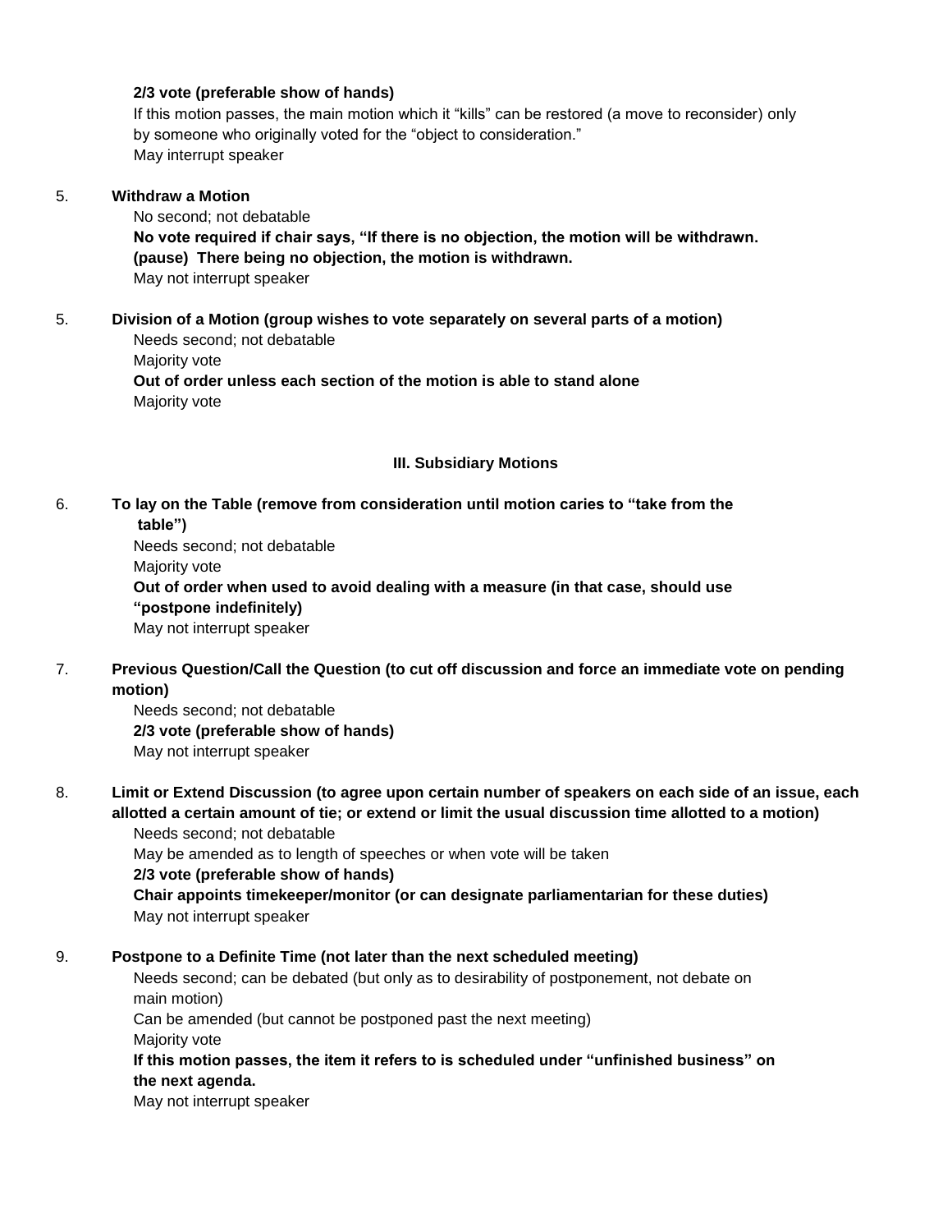**2/3 vote (preferable show of hands)**
If this motion passes, the main motion which it "kills" can be restored (a move to reconsider) only by someone who originally voted for the "object to consideration."
May interrupt speaker

5. **Withdraw a Motion**
   No second; not debatable
   **No vote required if chair says, "If there is no objection, the motion will be withdrawn. (pause) There being no objection, the motion is withdrawn.**
   May not interrupt speaker

5. **Division of a Motion (group wishes to vote separately on several parts of a motion)**
   Needs second; not debatable
   Majority vote
   **Out of order unless each section of the motion is able to stand alone**
   Majority vote

### III. Subsidiary Motions

6. **To lay on the Table (remove from consideration until motion caries to "take from the table")**
   Needs second; not debatable
   Majority vote
   **Out of order when used to avoid dealing with a measure (in that case, should use "postpone indefinitely)**
   May not interrupt speaker

7. **Previous Question/Call the Question (to cut off discussion and force an immediate vote on pending motion)**
   Needs second; not debatable
   **2/3 vote (preferable show of hands)**
   May not interrupt speaker

8. **Limit or Extend Discussion (to agree upon certain number of speakers on each side of an issue, each allotted a certain amount of tie; or extend or limit the usual discussion time allotted to a motion)**
   Needs second; not debatable
   May be amended as to length of speeches or when vote will be taken
   **2/3 vote (preferable show of hands)**
   **Chair appoints timekeeper/monitor (or can designate parliamentarian for these duties)**
   May not interrupt speaker

9. **Postpone to a Definite Time (not later than the next scheduled meeting)**
   Needs second; can be debated (but only as to desirability of postponement, not debate on main motion)
   Can be amended (but cannot be postponed past the next meeting)
   Majority vote
   **If this motion passes, the item it refers to is scheduled under "unfinished business" on the next agenda.**
   May not interrupt speaker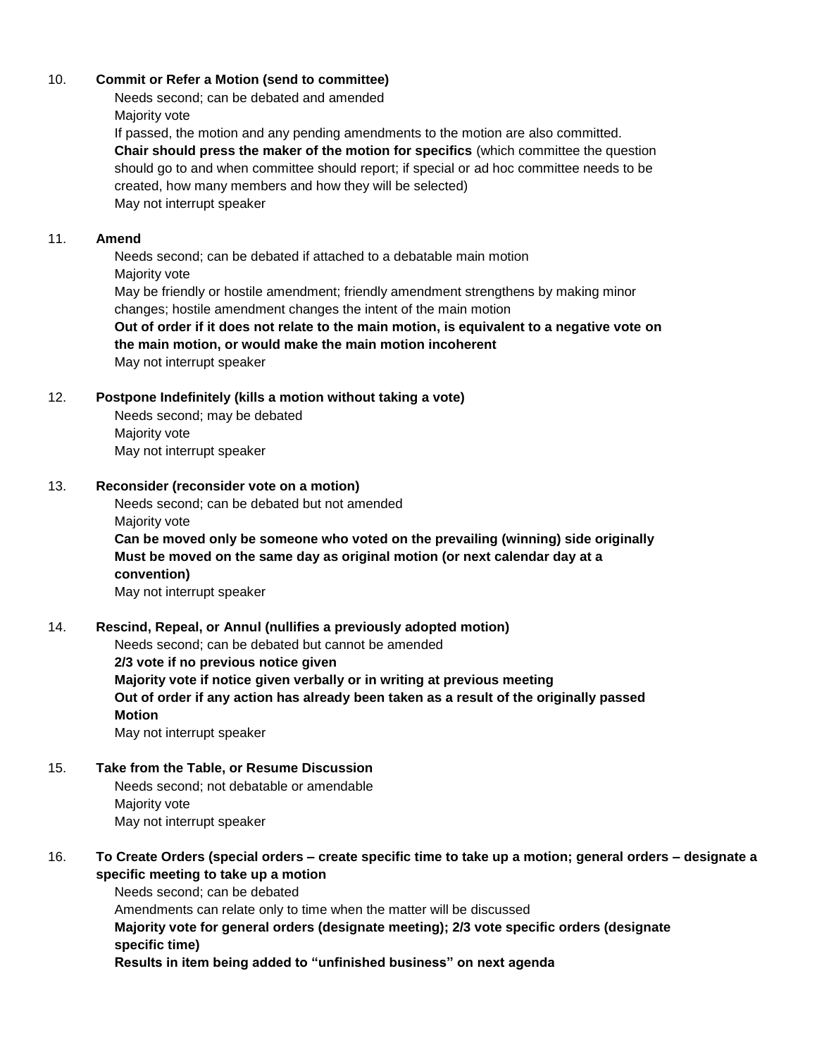10. **Commit or Refer a Motion (send to committee)**
    Needs second; can be debated and amended
    Majority vote
    If passed, the motion and any pending amendments to the motion are also committed.
    **Chair should press the maker of the motion for specifics** (which committee the question should go to and when committee should report; if special or ad hoc committee needs to be created, how many members and how they will be selected)
    May not interrupt speaker

11. **Amend**
    Needs second; can be debated if attached to a debatable main motion
    Majority vote
    May be friendly or hostile amendment; friendly amendment strengthens by making minor changes; hostile amendment changes the intent of the main motion
    **Out of order if it does not relate to the main motion, is equivalent to a negative vote on the main motion, or would make the main motion incoherent**
    May not interrupt speaker

12. **Postpone Indefinitely (kills a motion without taking a vote)**
    Needs second; may be debated
    Majority vote
    May not interrupt speaker

13. **Reconsider (reconsider vote on a motion)**
    Needs second; can be debated but not amended
    Majority vote
    **Can be moved only be someone who voted on the prevailing (winning) side originally**
    **Must be moved on the same day as original motion (or next calendar day at a convention)**
    May not interrupt speaker

14. **Rescind, Repeal, or Annul (nullifies a previously adopted motion)**
    Needs second; can be debated but cannot be amended
    **2/3 vote if no previous notice given**
    **Majority vote if notice given verbally or in writing at previous meeting**
    **Out of order if any action has already been taken as a result of the originally passed Motion**
    May not interrupt speaker

15. **Take from the Table, or Resume Discussion**
    Needs second; not debatable or amendable
    Majority vote
    May not interrupt speaker

16. **To Create Orders (special orders – create specific time to take up a motion; general orders – designate a specific meeting to take up a motion**
    Needs second; can be debated
    Amendments can relate only to time when the matter will be discussed
    **Majority vote for general orders (designate meeting); 2/3 vote specific orders (designate specific time)**
    **Results in item being added to "unfinished business" on next agenda**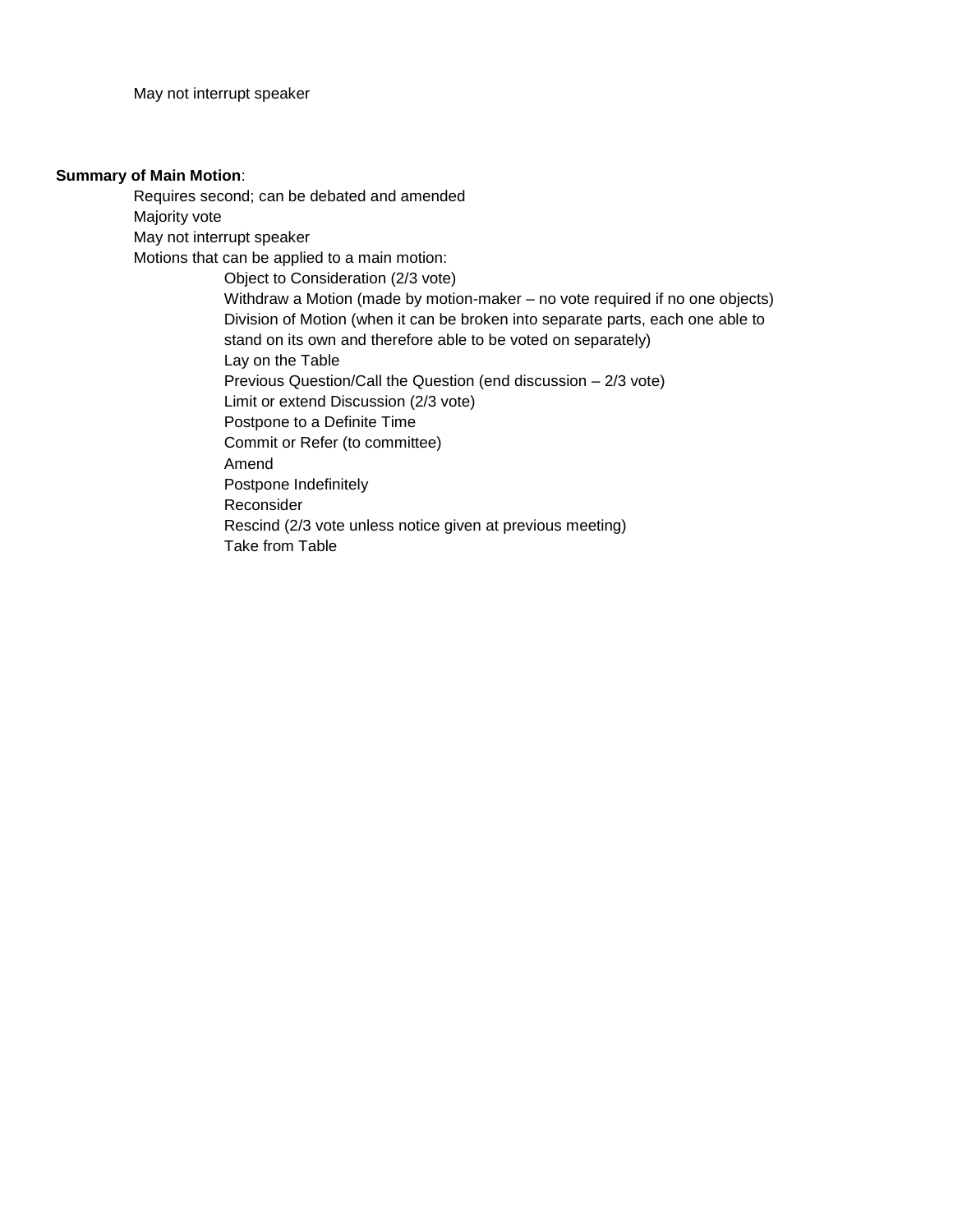May not interrupt speaker

**Summary of Main Motion**:

Requires second; can be debated and amended
Majority vote
May not interrupt speaker
Motions that can be applied to a main motion:

- Object to Consideration (2/3 vote)
- Withdraw a Motion (made by motion-maker – no vote required if no one objects)
- Division of Motion (when it can be broken into separate parts, each one able to stand on its own and therefore able to be voted on separately)
- Lay on the Table
- Previous Question/Call the Question (end discussion – 2/3 vote)
- Limit or extend Discussion (2/3 vote)
- Postpone to a Definite Time
- Commit or Refer (to committee)
- Amend
- Postpone Indefinitely
- Reconsider
- Rescind (2/3 vote unless notice given at previous meeting)
- Take from Table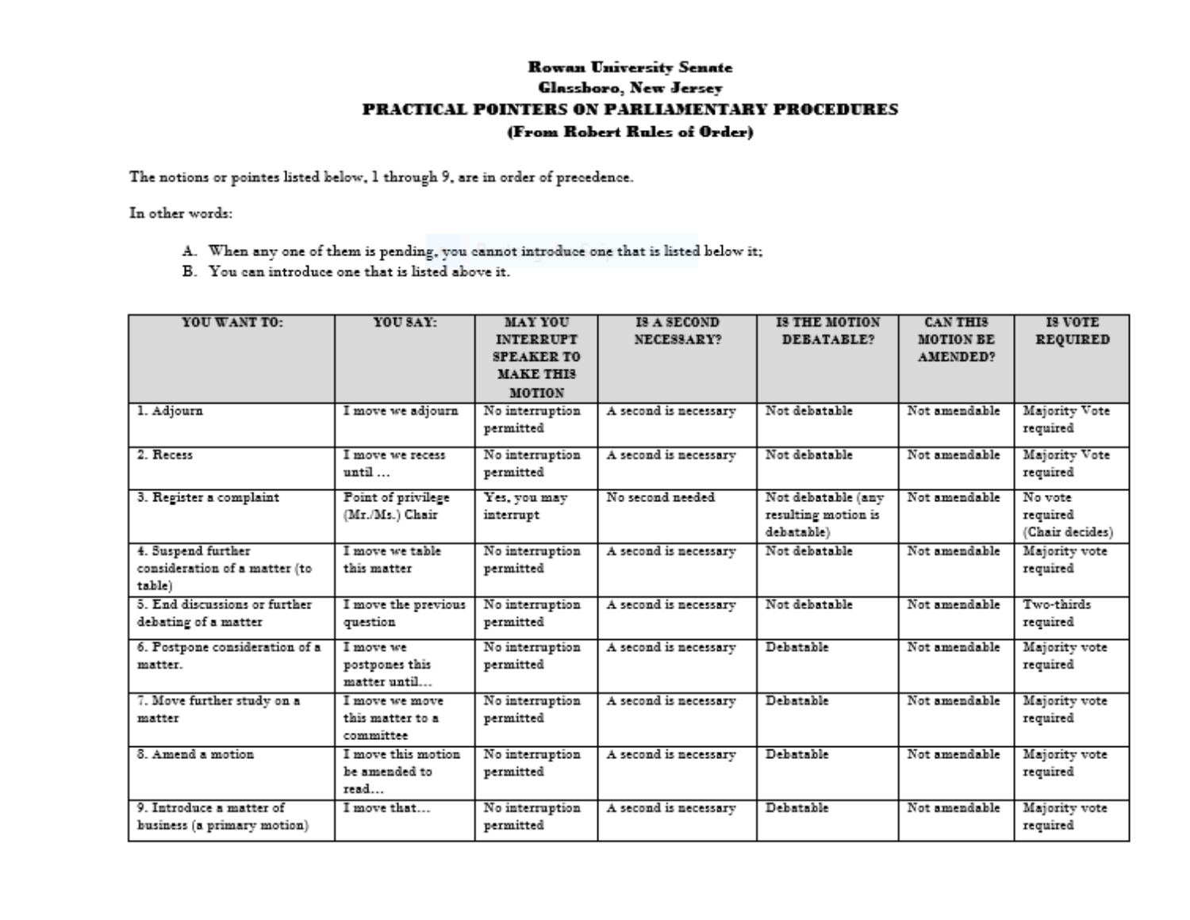**Rowan University Senate**
**Glassboro, New Jersey**

# PRACTICAL POINTERS ON PARLIAMENTARY PROCEDURES

**(From Robert Rules of Order)**

The notions or pointes listed below, 1 through 9, are in order of precedence.

In other words:

A. When any one of them is pending, you cannot introduce one that is listed below it;
B. You can introduce one that is listed above it.

| YOU WANT TO: | YOU SAY: | MAY YOU INTERRUPT SPEAKER TO MAKE THIS MOTION | IS A SECOND NECESSARY? | IS THE MOTION DEBATABLE? | CAN THIS MOTION BE AMENDED? | IS VOTE REQUIRED |
|---|---|---|---|---|---|---|
| 1. Adjourn | I move we adjourn | No interruption permitted | A second is necessary | Not debatable | Not amendable | Majority Vote required |
| 2. Recess | I move we recess until … | No interruption permitted | A second is necessary | Not debatable | Not amendable | Majority Vote required |
| 3. Register a complaint | Point of privilege (Mr./Ms.) Chair | Yes, you may interrupt | No second needed | Not debatable (any resulting motion is debatable) | Not amendable | No vote required (Chair decides) |
| 4. Suspend further consideration of a matter (to table) | I move we table this matter | No interruption permitted | A second is necessary | Not debatable | Not amendable | Majority vote required |
| 5. End discussions or further debating of a matter | I move the previous question | No interruption permitted | A second is necessary | Not debatable | Not amendable | Two-thirds required |
| 6. Postpone consideration of a matter. | I move we postpones this matter until… | No interruption permitted | A second is necessary | Debatable | Not amendable | Majority vote required |
| 7. Move further study on a matter | I move we move this matter to a committee | No interruption permitted | A second is necessary | Debatable | Not amendable | Majority vote required |
| 8. Amend a motion | I move this motion be amended to read… | No interruption permitted | A second is necessary | Debatable | Not amendable | Majority vote required |
| 9. Introduce a matter of business (a primary motion) | I move that… | No interruption permitted | A second is necessary | Debatable | Not amendable | Majority vote required |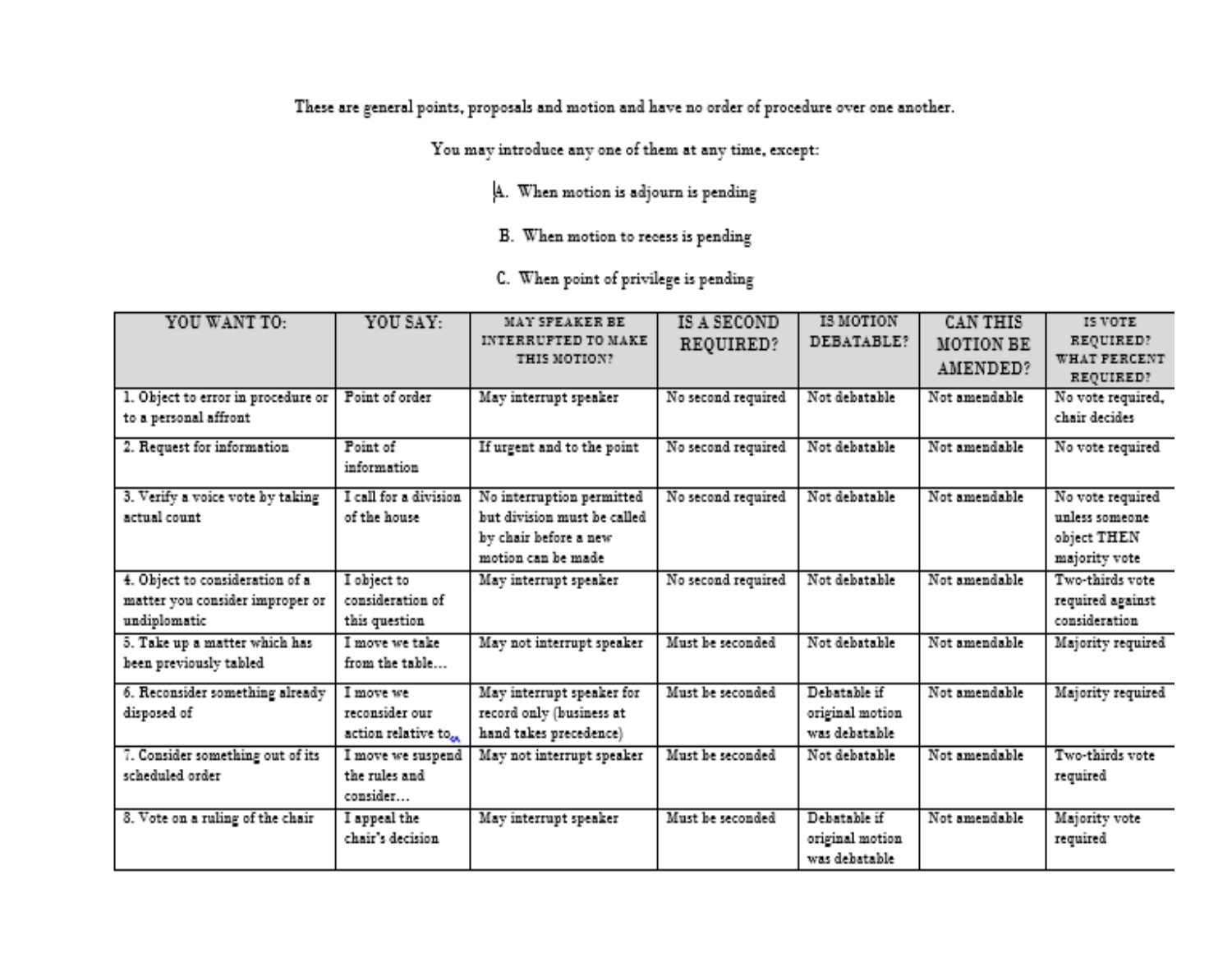These are general points, proposals and motion and have no order of procedure over one another.

You may introduce any one of them at any time, except:

A. When motion is adjourn is pending

B. When motion to recess is pending

C. When point of privilege is pending

| YOU WANT TO: | YOU SAY: | MAY SPEAKER BE INTERRUPTED TO MAKE THIS MOTION? | IS A SECOND REQUIRED? | IS MOTION DEBATABLE? | CAN THIS MOTION BE AMENDED? | IS VOTE REQUIRED? WHAT PERCENT REQUIRED? |
|---|---|---|---|---|---|---|
| 1. Object to error in procedure or to a personal affront | Point of order | May interrupt speaker | No second required | Not debatable | Not amendable | No vote required, chair decides |
| 2. Request for information | Point of information | If urgent and to the point | No second required | Not debatable | Not amendable | No vote required |
| 3. Verify a voice vote by taking actual count | I call for a division of the house | No interruption permitted but division must be called by chair before a new motion can be made | No second required | Not debatable | Not amendable | No vote required unless someone object THEN majority vote |
| 4. Object to consideration of a matter you consider improper or undiplomatic | I object to consideration of this question | May interrupt speaker | No second required | Not debatable | Not amendable | Two-thirds vote required against consideration |
| 5. Take up a matter which has been previously tabled | I move we take from the table… | May not interrupt speaker | Must be seconded | Not debatable | Not amendable | Majority required |
| 6. Reconsider something already disposed of | I move we reconsider our action relative to… | May interrupt speaker for record only (business at hand takes precedence) | Must be seconded | Debatable if original motion was debatable | Not amendable | Majority required |
| 7. Consider something out of its scheduled order | I move we suspend the rules and consider… | May not interrupt speaker | Must be seconded | Not debatable | Not amendable | Two-thirds vote required |
| 8. Vote on a ruling of the chair | I appeal the chair's decision | May interrupt speaker | Must be seconded | Debatable if original motion was debatable | Not amendable | Majority vote required |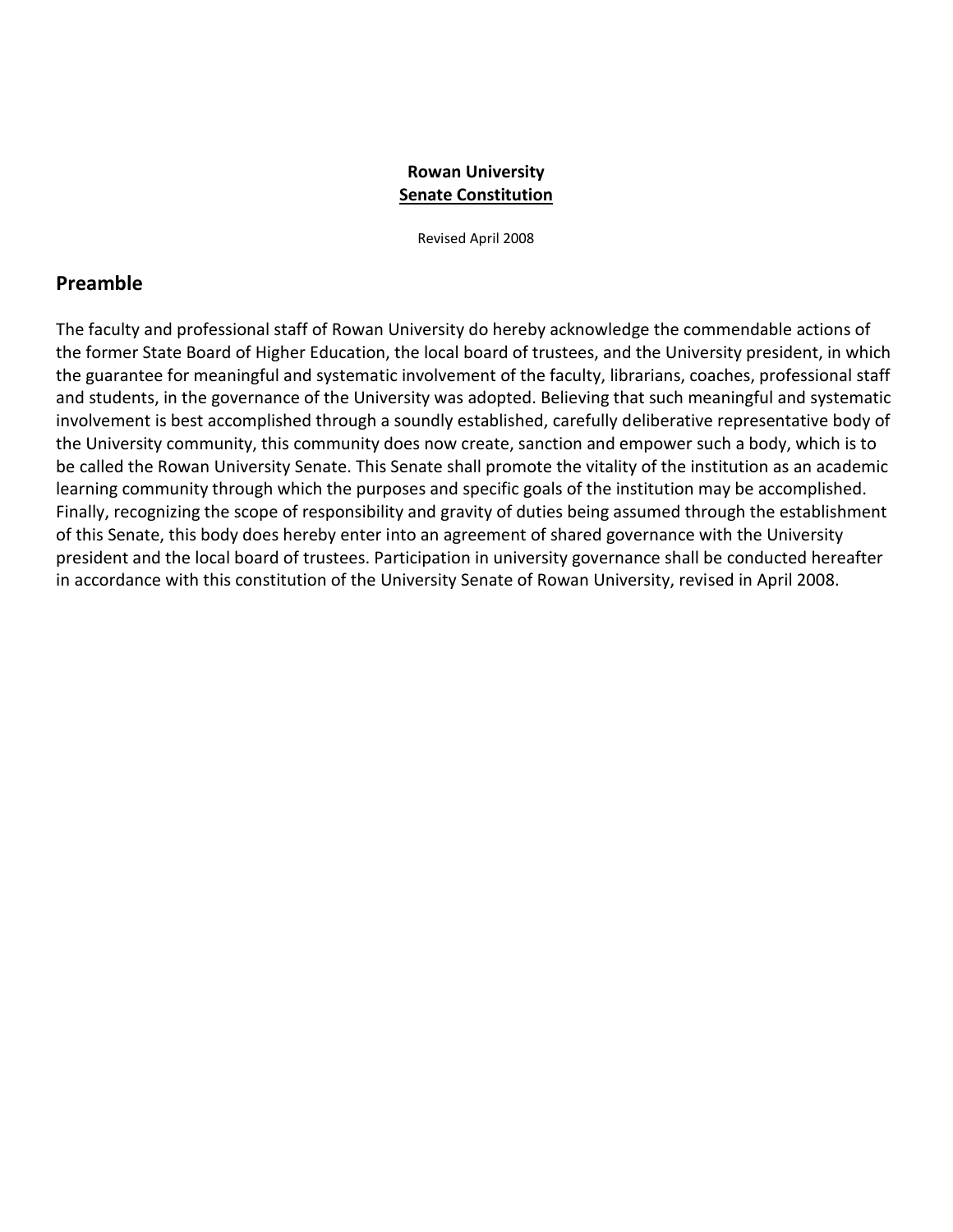**Rowan University**
**Senate Constitution**

Revised April 2008

## Preamble

The faculty and professional staff of Rowan University do hereby acknowledge the commendable actions of the former State Board of Higher Education, the local board of trustees, and the University president, in which the guarantee for meaningful and systematic involvement of the faculty, librarians, coaches, professional staff and students, in the governance of the University was adopted. Believing that such meaningful and systematic involvement is best accomplished through a soundly established, carefully deliberative representative body of the University community, this community does now create, sanction and empower such a body, which is to be called the Rowan University Senate. This Senate shall promote the vitality of the institution as an academic learning community through which the purposes and specific goals of the institution may be accomplished. Finally, recognizing the scope of responsibility and gravity of duties being assumed through the establishment of this Senate, this body does hereby enter into an agreement of shared governance with the University president and the local board of trustees. Participation in university governance shall be conducted hereafter in accordance with this constitution of the University Senate of Rowan University, revised in April 2008.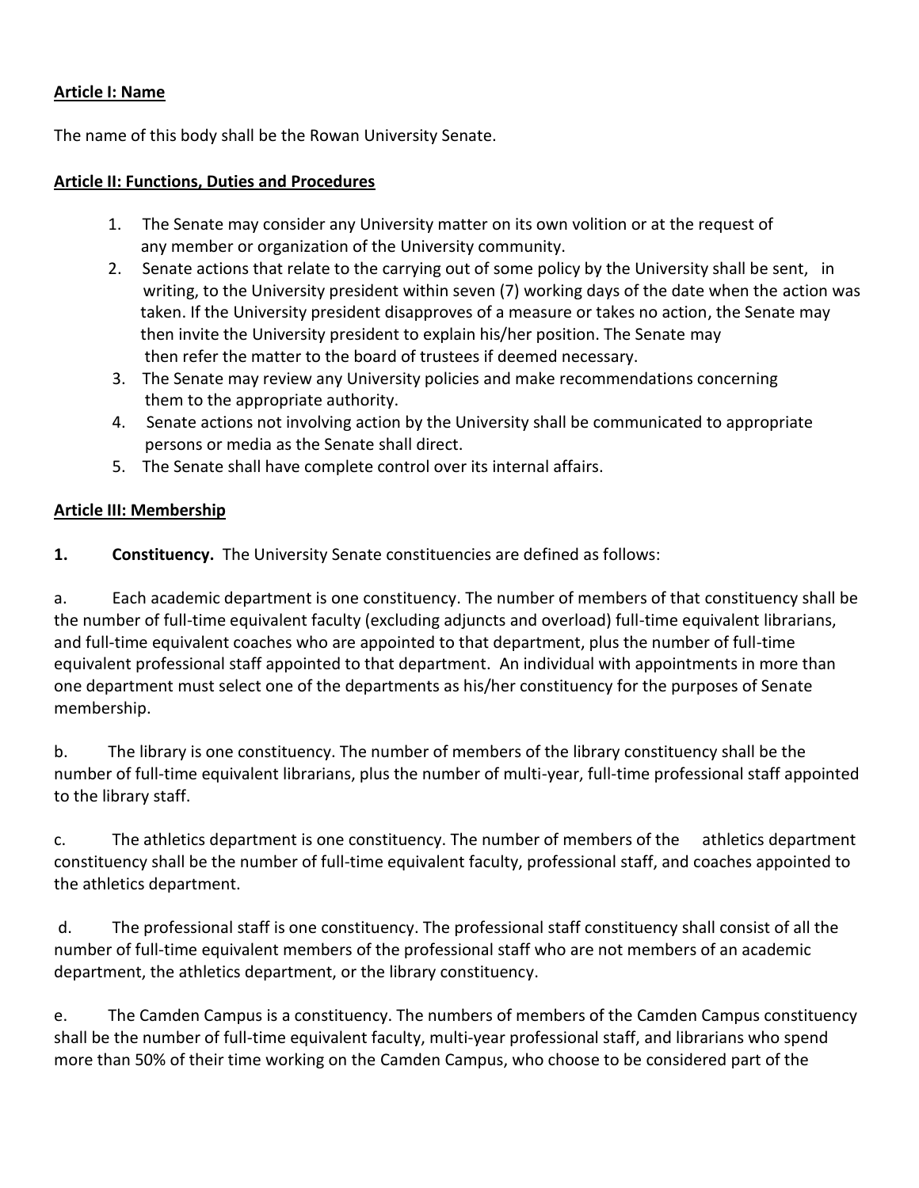**Article I: Name**

The name of this body shall be the Rowan University Senate.

**Article II: Functions, Duties and Procedures**

1. The Senate may consider any University matter on its own volition or at the request of any member or organization of the University community.
2. Senate actions that relate to the carrying out of some policy by the University shall be sent, in writing, to the University president within seven (7) working days of the date when the action was taken. If the University president disapproves of a measure or takes no action, the Senate may then invite the University president to explain his/her position. The Senate may then refer the matter to the board of trustees if deemed necessary.
3. The Senate may review any University policies and make recommendations concerning them to the appropriate authority.
4. Senate actions not involving action by the University shall be communicated to appropriate persons or media as the Senate shall direct.
5. The Senate shall have complete control over its internal affairs.

**Article III: Membership**

**1. Constituency.** The University Senate constituencies are defined as follows:

a. Each academic department is one constituency. The number of members of that constituency shall be the number of full-time equivalent faculty (excluding adjuncts and overload) full-time equivalent librarians, and full-time equivalent coaches who are appointed to that department, plus the number of full-time equivalent professional staff appointed to that department. An individual with appointments in more than one department must select one of the departments as his/her constituency for the purposes of Senate membership.

b. The library is one constituency. The number of members of the library constituency shall be the number of full-time equivalent librarians, plus the number of multi-year, full-time professional staff appointed to the library staff.

c. The athletics department is one constituency. The number of members of the athletics department constituency shall be the number of full-time equivalent faculty, professional staff, and coaches appointed to the athletics department.

d. The professional staff is one constituency. The professional staff constituency shall consist of all the number of full-time equivalent members of the professional staff who are not members of an academic department, the athletics department, or the library constituency.

e. The Camden Campus is a constituency. The numbers of members of the Camden Campus constituency shall be the number of full-time equivalent faculty, multi-year professional staff, and librarians who spend more than 50% of their time working on the Camden Campus, who choose to be considered part of the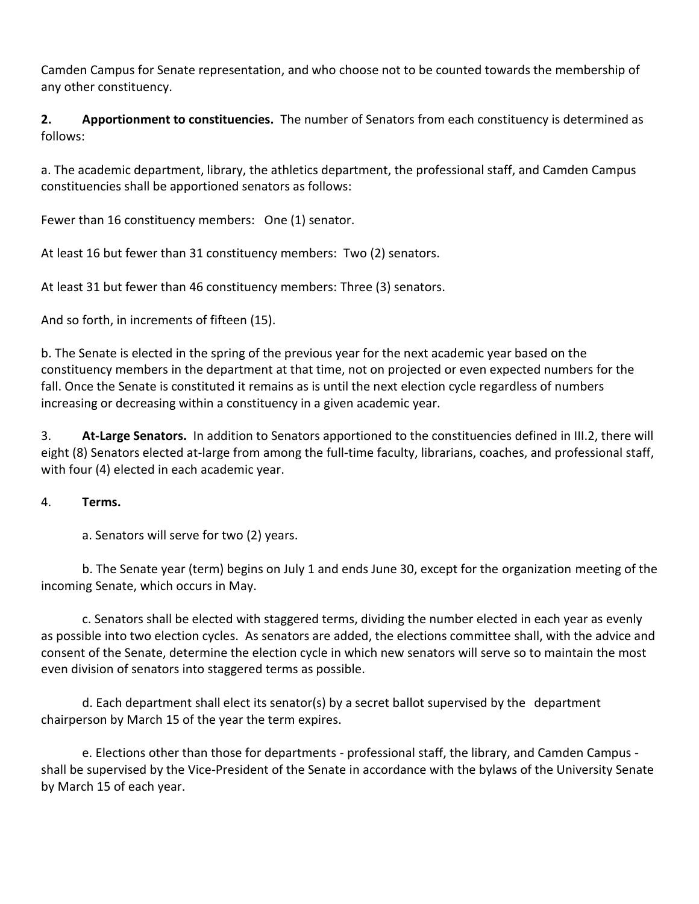Camden Campus for Senate representation, and who choose not to be counted towards the membership of any other constituency.

**2. Apportionment to constituencies.** The number of Senators from each constituency is determined as follows:

a. The academic department, library, the athletics department, the professional staff, and Camden Campus constituencies shall be apportioned senators as follows:

Fewer than 16 constituency members: One (1) senator.

At least 16 but fewer than 31 constituency members: Two (2) senators.

At least 31 but fewer than 46 constituency members: Three (3) senators.

And so forth, in increments of fifteen (15).

b. The Senate is elected in the spring of the previous year for the next academic year based on the constituency members in the department at that time, not on projected or even expected numbers for the fall. Once the Senate is constituted it remains as is until the next election cycle regardless of numbers increasing or decreasing within a constituency in a given academic year.

3. **At-Large Senators.** In addition to Senators apportioned to the constituencies defined in III.2, there will eight (8) Senators elected at-large from among the full-time faculty, librarians, coaches, and professional staff, with four (4) elected in each academic year.

4. **Terms.**

a. Senators will serve for two (2) years.

b. The Senate year (term) begins on July 1 and ends June 30, except for the organization meeting of the incoming Senate, which occurs in May.

c. Senators shall be elected with staggered terms, dividing the number elected in each year as evenly as possible into two election cycles. As senators are added, the elections committee shall, with the advice and consent of the Senate, determine the election cycle in which new senators will serve so to maintain the most even division of senators into staggered terms as possible.

d. Each department shall elect its senator(s) by a secret ballot supervised by the department chairperson by March 15 of the year the term expires.

e. Elections other than those for departments - professional staff, the library, and Camden Campus - shall be supervised by the Vice-President of the Senate in accordance with the bylaws of the University Senate by March 15 of each year.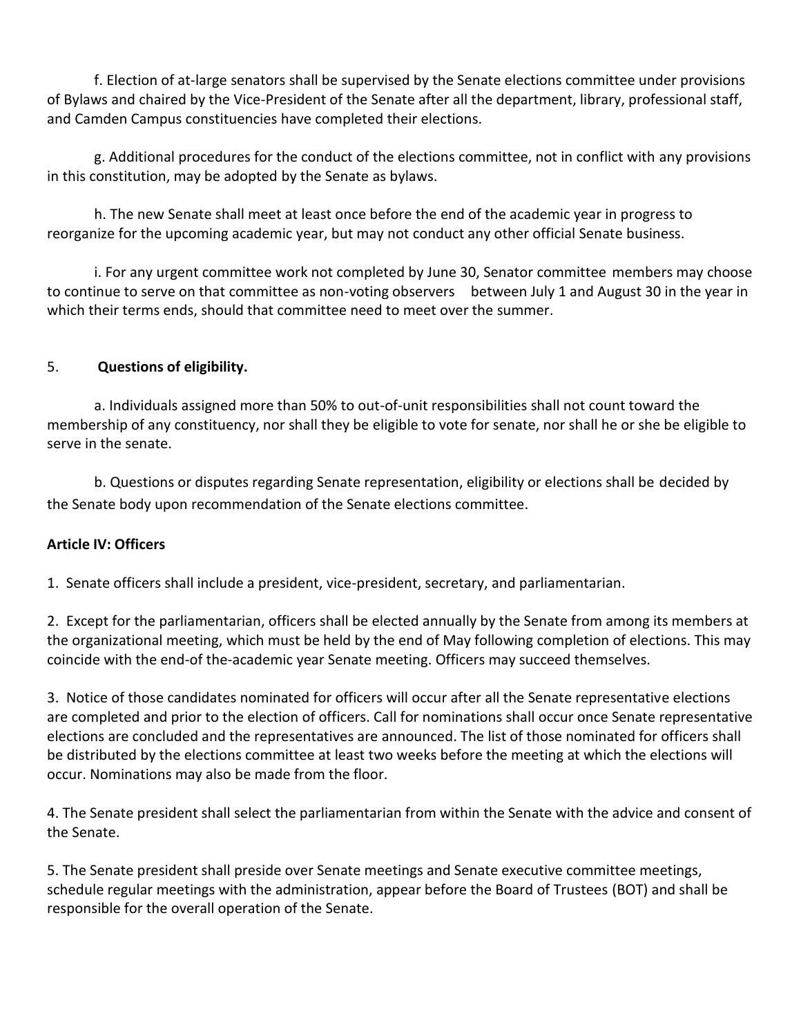f. Election of at-large senators shall be supervised by the Senate elections committee under provisions of Bylaws and chaired by the Vice-President of the Senate after all the department, library, professional staff, and Camden Campus constituencies have completed their elections.

g. Additional procedures for the conduct of the elections committee, not in conflict with any provisions in this constitution, may be adopted by the Senate as bylaws.

h. The new Senate shall meet at least once before the end of the academic year in progress to reorganize for the upcoming academic year, but may not conduct any other official Senate business.

i. For any urgent committee work not completed by June 30, Senator committee members may choose to continue to serve on that committee as non-voting observers between July 1 and August 30 in the year in which their terms ends, should that committee need to meet over the summer.

5. **Questions of eligibility.**

a. Individuals assigned more than 50% to out-of-unit responsibilities shall not count toward the membership of any constituency, nor shall they be eligible to vote for senate, nor shall he or she be eligible to serve in the senate.

b. Questions or disputes regarding Senate representation, eligibility or elections shall be decided by the Senate body upon recommendation of the Senate elections committee.

**Article IV: Officers**

1. Senate officers shall include a president, vice-president, secretary, and parliamentarian.

2. Except for the parliamentarian, officers shall be elected annually by the Senate from among its members at the organizational meeting, which must be held by the end of May following completion of elections. This may coincide with the end-of the-academic year Senate meeting. Officers may succeed themselves.

3. Notice of those candidates nominated for officers will occur after all the Senate representative elections are completed and prior to the election of officers. Call for nominations shall occur once Senate representative elections are concluded and the representatives are announced. The list of those nominated for officers shall be distributed by the elections committee at least two weeks before the meeting at which the elections will occur. Nominations may also be made from the floor.

4. The Senate president shall select the parliamentarian from within the Senate with the advice and consent of the Senate.

5. The Senate president shall preside over Senate meetings and Senate executive committee meetings, schedule regular meetings with the administration, appear before the Board of Trustees (BOT) and shall be responsible for the overall operation of the Senate.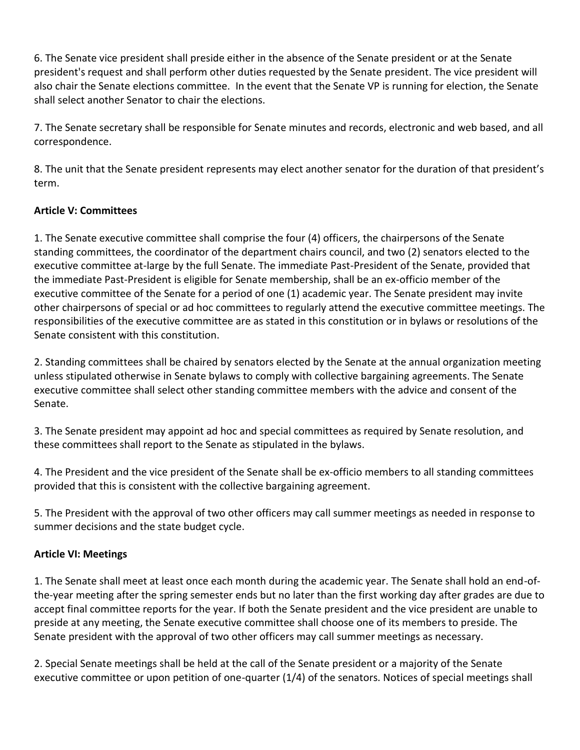6. The Senate vice president shall preside either in the absence of the Senate president or at the Senate president's request and shall perform other duties requested by the Senate president. The vice president will also chair the Senate elections committee. In the event that the Senate VP is running for election, the Senate shall select another Senator to chair the elections.

7. The Senate secretary shall be responsible for Senate minutes and records, electronic and web based, and all correspondence.

8. The unit that the Senate president represents may elect another senator for the duration of that president's term.

**Article V: Committees**

1. The Senate executive committee shall comprise the four (4) officers, the chairpersons of the Senate standing committees, the coordinator of the department chairs council, and two (2) senators elected to the executive committee at-large by the full Senate. The immediate Past-President of the Senate, provided that the immediate Past-President is eligible for Senate membership, shall be an ex-officio member of the executive committee of the Senate for a period of one (1) academic year. The Senate president may invite other chairpersons of special or ad hoc committees to regularly attend the executive committee meetings. The responsibilities of the executive committee are as stated in this constitution or in bylaws or resolutions of the Senate consistent with this constitution.

2. Standing committees shall be chaired by senators elected by the Senate at the annual organization meeting unless stipulated otherwise in Senate bylaws to comply with collective bargaining agreements. The Senate executive committee shall select other standing committee members with the advice and consent of the Senate.

3. The Senate president may appoint ad hoc and special committees as required by Senate resolution, and these committees shall report to the Senate as stipulated in the bylaws.

4. The President and the vice president of the Senate shall be ex-officio members to all standing committees provided that this is consistent with the collective bargaining agreement.

5. The President with the approval of two other officers may call summer meetings as needed in response to summer decisions and the state budget cycle.

**Article VI: Meetings**

1. The Senate shall meet at least once each month during the academic year. The Senate shall hold an end-of-the-year meeting after the spring semester ends but no later than the first working day after grades are due to accept final committee reports for the year. If both the Senate president and the vice president are unable to preside at any meeting, the Senate executive committee shall choose one of its members to preside. The Senate president with the approval of two other officers may call summer meetings as necessary.

2. Special Senate meetings shall be held at the call of the Senate president or a majority of the Senate executive committee or upon petition of one-quarter (1/4) of the senators. Notices of special meetings shall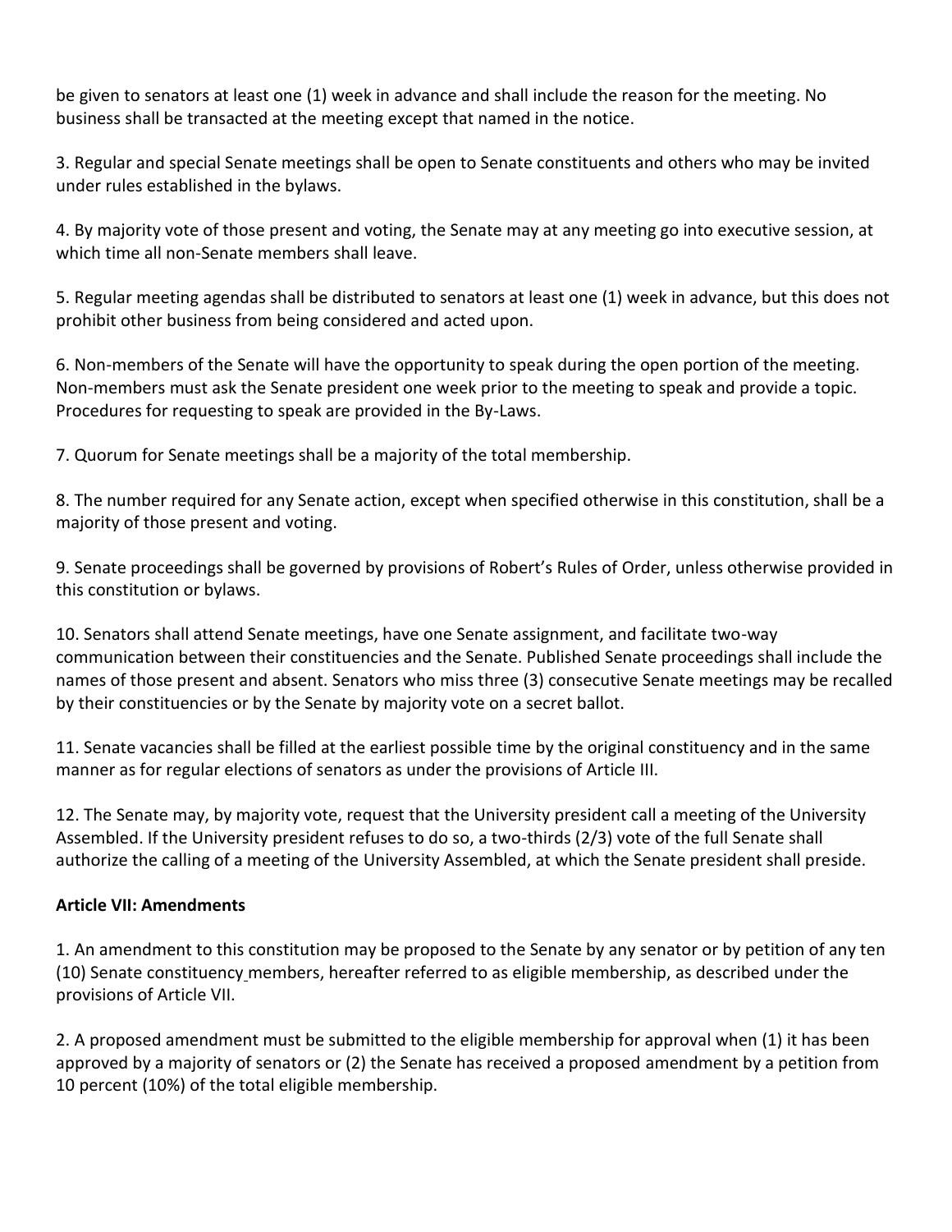be given to senators at least one (1) week in advance and shall include the reason for the meeting. No business shall be transacted at the meeting except that named in the notice.

3. Regular and special Senate meetings shall be open to Senate constituents and others who may be invited under rules established in the bylaws.

4. By majority vote of those present and voting, the Senate may at any meeting go into executive session, at which time all non-Senate members shall leave.

5. Regular meeting agendas shall be distributed to senators at least one (1) week in advance, but this does not prohibit other business from being considered and acted upon.

6. Non-members of the Senate will have the opportunity to speak during the open portion of the meeting. Non-members must ask the Senate president one week prior to the meeting to speak and provide a topic. Procedures for requesting to speak are provided in the By-Laws.

7. Quorum for Senate meetings shall be a majority of the total membership.

8. The number required for any Senate action, except when specified otherwise in this constitution, shall be a majority of those present and voting.

9. Senate proceedings shall be governed by provisions of Robert's Rules of Order, unless otherwise provided in this constitution or bylaws.

10. Senators shall attend Senate meetings, have one Senate assignment, and facilitate two-way communication between their constituencies and the Senate. Published Senate proceedings shall include the names of those present and absent. Senators who miss three (3) consecutive Senate meetings may be recalled by their constituencies or by the Senate by majority vote on a secret ballot.

11. Senate vacancies shall be filled at the earliest possible time by the original constituency and in the same manner as for regular elections of senators as under the provisions of Article III.

12. The Senate may, by majority vote, request that the University president call a meeting of the University Assembled. If the University president refuses to do so, a two-thirds (2/3) vote of the full Senate shall authorize the calling of a meeting of the University Assembled, at which the Senate president shall preside.

**Article VII: Amendments**

1. An amendment to this constitution may be proposed to the Senate by any senator or by petition of any ten (10) Senate constituency members, hereafter referred to as eligible membership, as described under the provisions of Article VII.

2. A proposed amendment must be submitted to the eligible membership for approval when (1) it has been approved by a majority of senators or (2) the Senate has received a proposed amendment by a petition from 10 percent (10%) of the total eligible membership.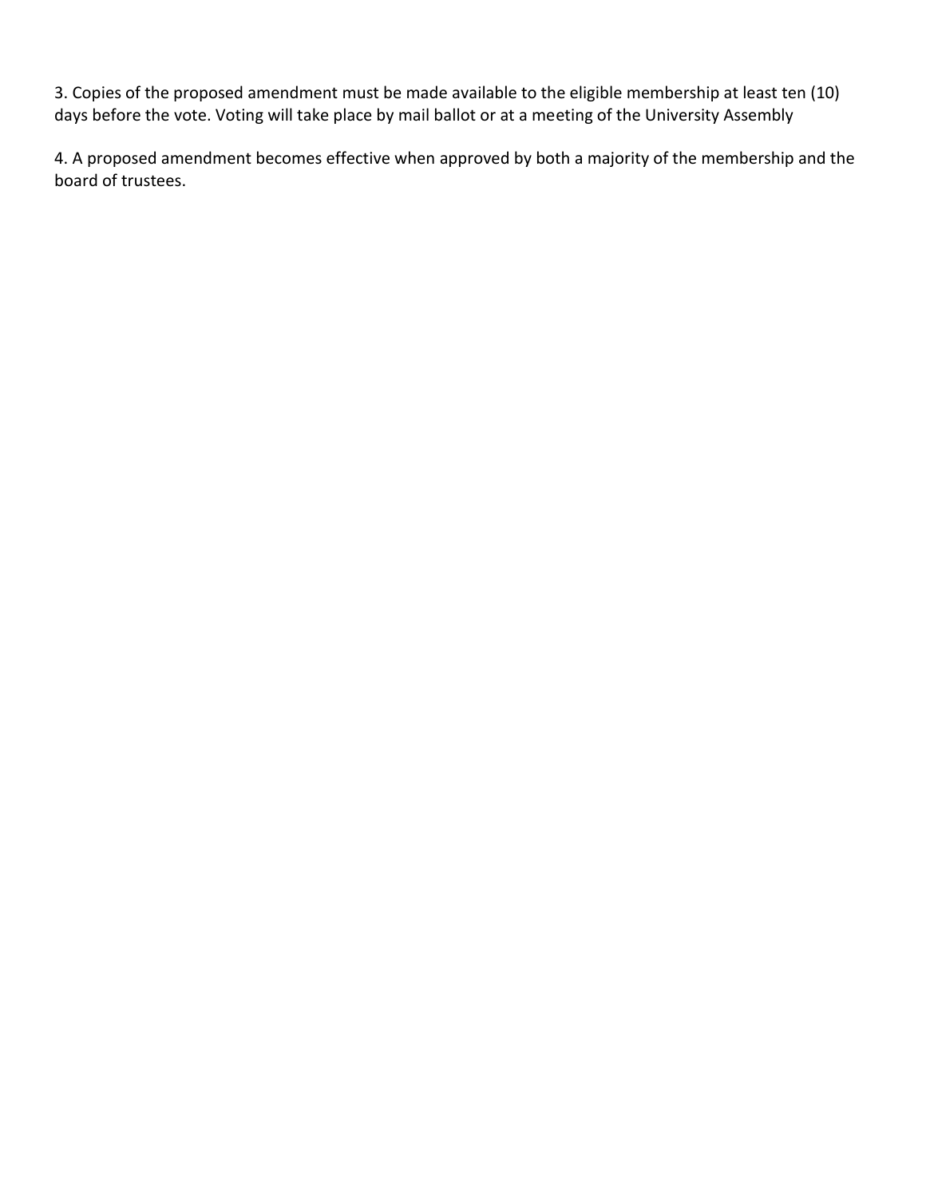3. Copies of the proposed amendment must be made available to the eligible membership at least ten (10) days before the vote. Voting will take place by mail ballot or at a meeting of the University Assembly

4. A proposed amendment becomes effective when approved by both a majority of the membership and the board of trustees.